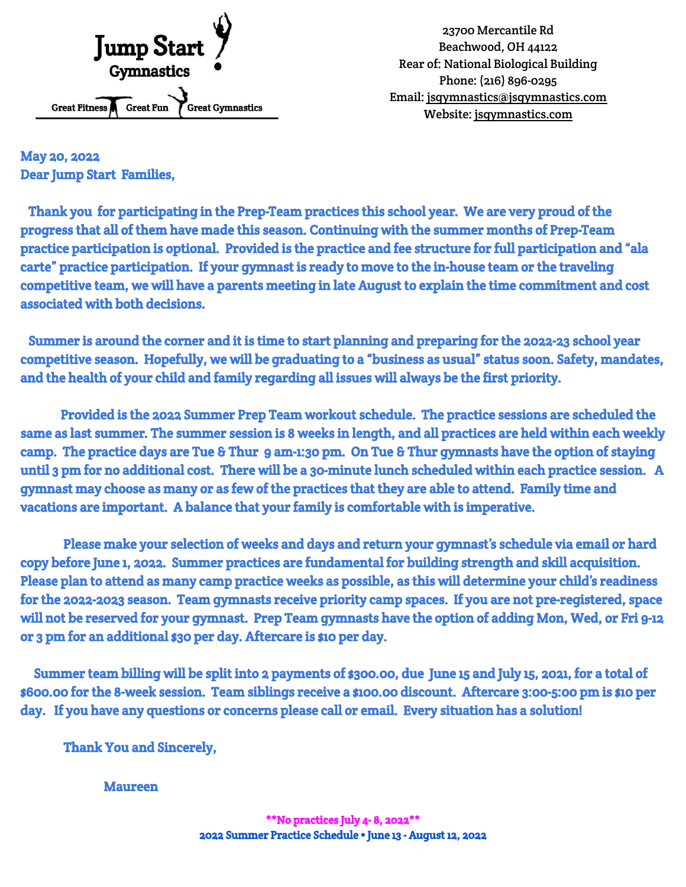# Jump Start Gymnastics

Great Fitness | Great Fun | Great Gymnastics

23700 Mercantile Rd
Beachwood, OH 44122
Rear of: National Biological Building
Phone: (216) 896-0295
Email: jsgymnastics@jsgymnastics.com
Website: jsgymnastics.com

**May 20, 2022**
**Dear Jump Start Families,**

**Thank you for participating in the Prep-Team practices this school year. We are very proud of the progress that all of them have made this season. Continuing with the summer months of Prep-Team practice participation is optional. Provided is the practice and fee structure for full participation and "ala carte" practice participation. If your gymnast is ready to move to the in-house team or the traveling competitive team, we will have a parents meeting in late August to explain the time commitment and cost associated with both decisions.**

**Summer is around the corner and it is time to start planning and preparing for the 2022-23 school year competitive season. Hopefully, we will be graduating to a "business as usual" status soon. Safety, mandates, and the health of your child and family regarding all issues will always be the first priority.**

**Provided is the 2022 Summer Prep Team workout schedule. The practice sessions are scheduled the same as last summer. The summer session is 8 weeks in length, and all practices are held within each weekly camp. The practice days are Tue & Thur 9 am-1:30 pm. On Tue & Thur gymnasts have the option of staying until 3 pm for no additional cost. There will be a 30-minute lunch scheduled within each practice session. A gymnast may choose as many or as few of the practices that they are able to attend. Family time and vacations are important. A balance that your family is comfortable with is imperative.**

**Please make your selection of weeks and days and return your gymnast's schedule via email or hard copy before June 1, 2022. Summer practices are fundamental for building strength and skill acquisition. Please plan to attend as many camp practice weeks as possible, as this will determine your child's readiness for the 2022-2023 season. Team gymnasts receive priority camp spaces. If you are not pre-registered, space will not be reserved for your gymnast. Prep Team gymnasts have the option of adding Mon, Wed, or Fri 9-12 or 3 pm for an additional $30 per day. Aftercare is $10 per day.**

**Summer team billing will be split into 2 payments of $300.00, due June 15 and July 15, 2021, for a total of $600.00 for the 8-week session. Team siblings receive a $100.00 discount. Aftercare 3:00-5:00 pm is $10 per day. If you have any questions or concerns please call or email. Every situation has a solution!**

**Thank You and Sincerely,**

**Maureen**

**\*\*No practices July 4- 8, 2022\*\***

**2022 Summer Practice Schedule • June 13 - August 12, 2022**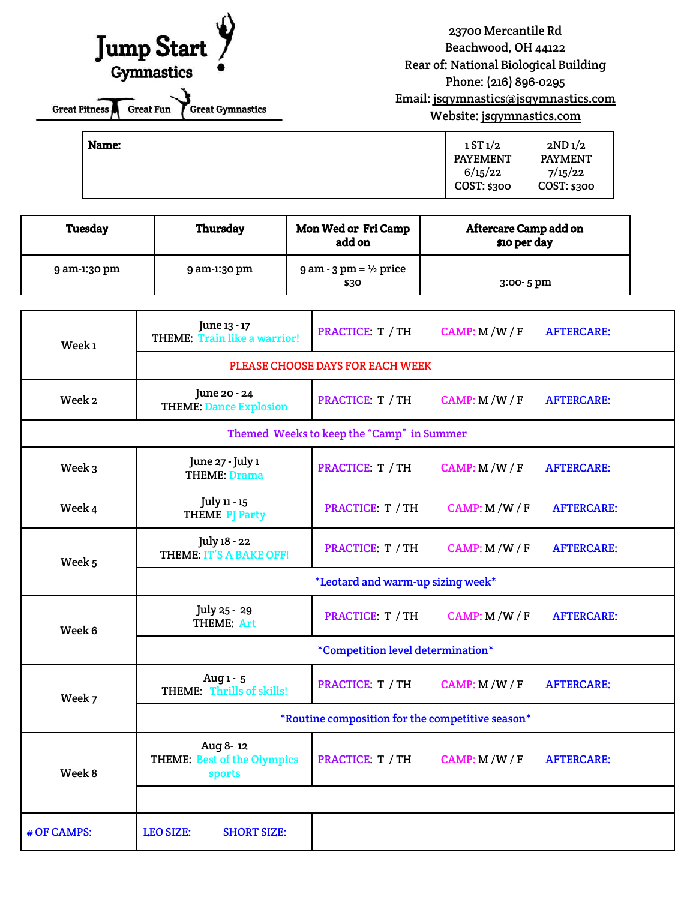# Jump Start Gymnastics

Great Fitness Great Fun Great Gymnastics

23700 Mercantile Rd
Beachwood, OH 44122
Rear of: National Biological Building
Phone: (216) 896-0295
Email: jsgymnastics@jsgymnastics.com
Website: jsgymnastics.com

| Name: | 1 ST 1/2 PAYEMENT 6/15/22 COST: $300 | 2ND 1/2 PAYMENT 7/15/22 COST: $300 |
|---|---|---|

| Tuesday | Thursday | Mon Wed or Fri Camp add on | Aftercare Camp add on $10 per day |
|---|---|---|---|
| 9 am-1:30 pm | 9 am-1:30 pm | 9 am - 3 pm = ½ price $30 | 3:00- 5 pm |

| Week | Dates / Theme | Days |
|---|---|---|
| Week 1 | June 13 - 17 THEME: Train like a warrior! | PRACTICE: T / TH CAMP: M / W / F AFTERCARE: |
| | PLEASE CHOOSE DAYS FOR EACH WEEK | |
| Week 2 | June 20 - 24 THEME: Dance Explosion | PRACTICE: T / TH CAMP: M / W / F AFTERCARE: |
| Themed Weeks to keep the "Camp" in Summer | | |
| Week 3 | June 27 - July 1 THEME: Drama | PRACTICE: T / TH CAMP: M / W / F AFTERCARE: |
| Week 4 | July 11 - 15 THEME PJ Party | PRACTICE: T / TH CAMP: M / W / F AFTERCARE: |
| Week 5 | July 18 - 22 THEME: IT'S A BAKE OFF! | PRACTICE: T / TH CAMP: M / W / F AFTERCARE: |
| | *Leotard and warm-up sizing week* | |
| Week 6 | July 25 - 29 THEME: Art | PRACTICE: T / TH CAMP: M / W / F AFTERCARE: |
| | *Competition level determination* | |
| Week 7 | Aug 1 - 5 THEME: Thrills of skills! | PRACTICE: T / TH CAMP: M / W / F AFTERCARE: |
| | *Routine composition for the competitive season* | |
| Week 8 | Aug 8- 12 THEME: Best of the Olympics sports | PRACTICE: T / TH CAMP: M / W / F AFTERCARE: |
| # OF CAMPS: | LEO SIZE: SHORT SIZE: | |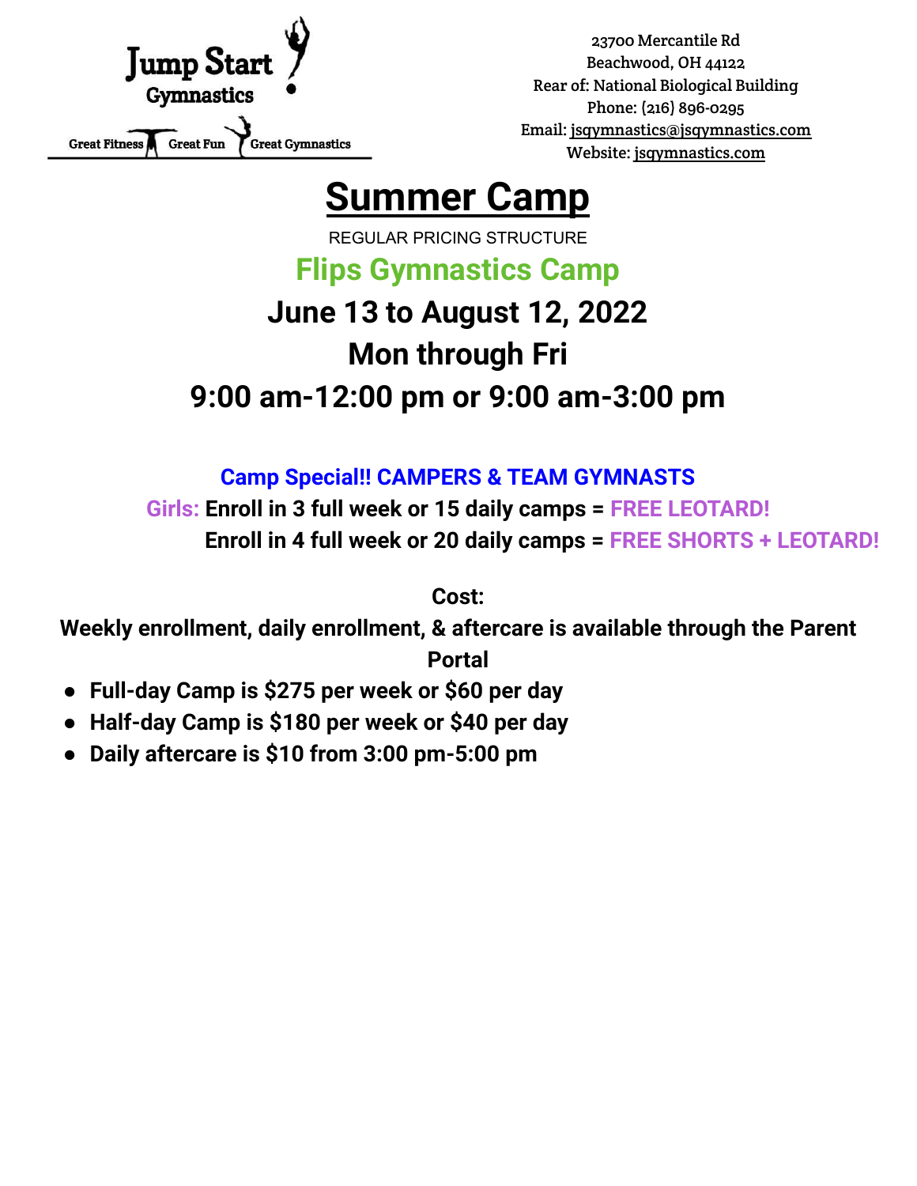Jump Start Gymnastics

Great Fitness Great Fun Great Gymnastics

23700 Mercantile Rd
Beachwood, OH 44122
Rear of: National Biological Building
Phone: (216) 896-0295
Email: jsgymnastics@jsgymnastics.com
Website: jsgymnastics.com

# Summer Camp

REGULAR PRICING STRUCTURE

## Flips Gymnastics Camp

## June 13 to August 12, 2022

## Mon through Fri

## 9:00 am-12:00 pm or 9:00 am-3:00 pm

**Camp Special!! CAMPERS & TEAM GYMNASTS**

**Girls: Enroll in 3 full week or 15 daily camps = FREE LEOTARD!**

**Enroll in 4 full week or 20 daily camps = FREE SHORTS + LEOTARD!**

**Cost:**

**Weekly enrollment, daily enrollment, & aftercare is available through the Parent Portal**

- **Full-day Camp is $275 per week or $60 per day**
- **Half-day Camp is $180 per week or $40 per day**
- **Daily aftercare is $10 from 3:00 pm-5:00 pm**